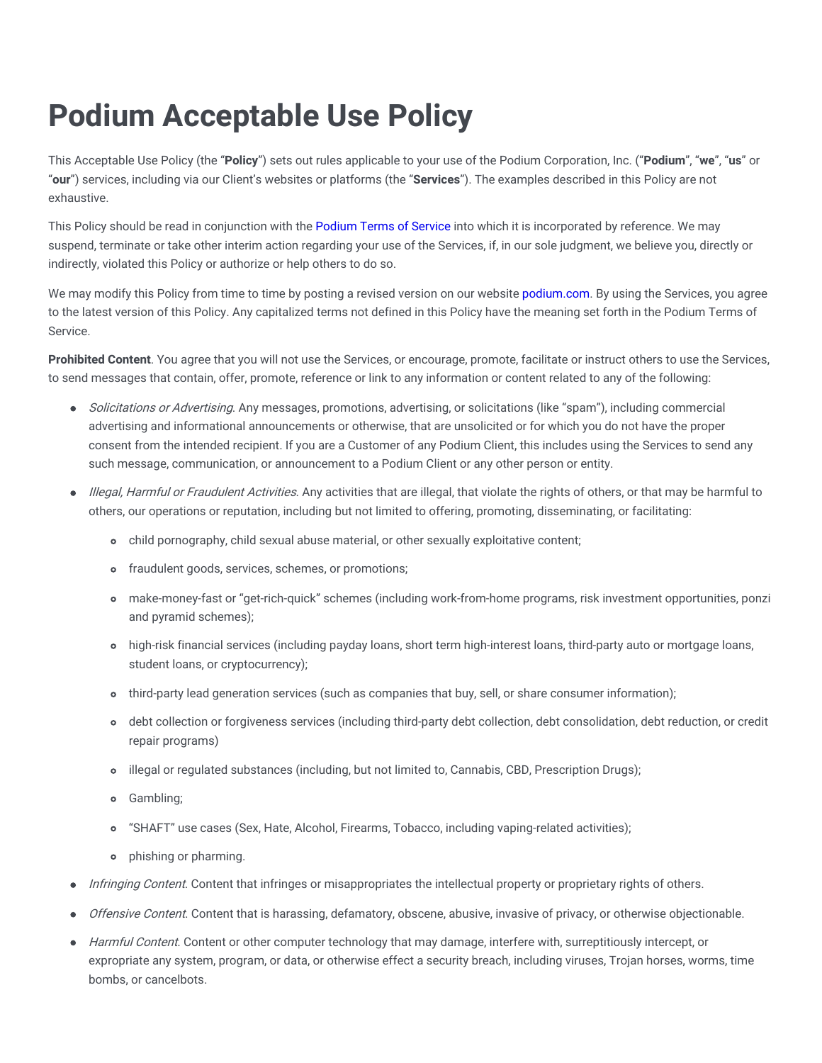# Podium Acceptable Use Policy

This Acceptable Use Policy (the "**Policy**") sets out rules applicable to your use of the Podium Corporation, Inc. ("**Podium**", "**we**", "**us**" or "**our**") services, including via our Client's websites or platforms (the "**Services**"). The examples described in this Policy are not exhaustive.

This Policy should be read in conjunction with the Podium Terms of Service into which it is incorporated by reference. We may suspend, terminate or take other interim action regarding your use of the Services, if, in our sole judgment, we believe you, directly or indirectly, violated this Policy or authorize or help others to do so.

We may modify this Policy from time to time by posting a revised version on our website podium.com. By using the Services, you agree to the latest version of this Policy. Any capitalized terms not defined in this Policy have the meaning set forth in the Podium Terms of Service.

**Prohibited Content**. You agree that you will not use the Services, or encourage, promote, facilitate or instruct others to use the Services, to send messages that contain, offer, promote, reference or link to any information or content related to any of the following:

- *Solicitations or Advertising*. Any messages, promotions, advertising, or solicitations (like "spam"), including commercial advertising and informational announcements or otherwise, that are unsolicited or for which you do not have the proper consent from the intended recipient. If you are a Customer of any Podium Client, this includes using the Services to send any such message, communication, or announcement to a Podium Client or any other person or entity.
- *Illegal, Harmful or Fraudulent Activities*. Any activities that are illegal, that violate the rights of others, or that may be harmful to others, our operations or reputation, including but not limited to offering, promoting, disseminating, or facilitating:
  - child pornography, child sexual abuse material, or other sexually exploitative content;
  - fraudulent goods, services, schemes, or promotions;
  - make-money-fast or "get-rich-quick" schemes (including work-from-home programs, risk investment opportunities, ponzi and pyramid schemes);
  - high-risk financial services (including payday loans, short term high-interest loans, third-party auto or mortgage loans, student loans, or cryptocurrency);
  - third-party lead generation services (such as companies that buy, sell, or share consumer information);
  - debt collection or forgiveness services (including third-party debt collection, debt consolidation, debt reduction, or credit repair programs)
  - illegal or regulated substances (including, but not limited to, Cannabis, CBD, Prescription Drugs);
  - Gambling;
  - "SHAFT" use cases (Sex, Hate, Alcohol, Firearms, Tobacco, including vaping-related activities);
  - phishing or pharming.
- *Infringing Content*. Content that infringes or misappropriates the intellectual property or proprietary rights of others.
- *Offensive Content*. Content that is harassing, defamatory, obscene, abusive, invasive of privacy, or otherwise objectionable.
- *Harmful Content*. Content or other computer technology that may damage, interfere with, surreptitiously intercept, or expropriate any system, program, or data, or otherwise effect a security breach, including viruses, Trojan horses, worms, time bombs, or cancelbots.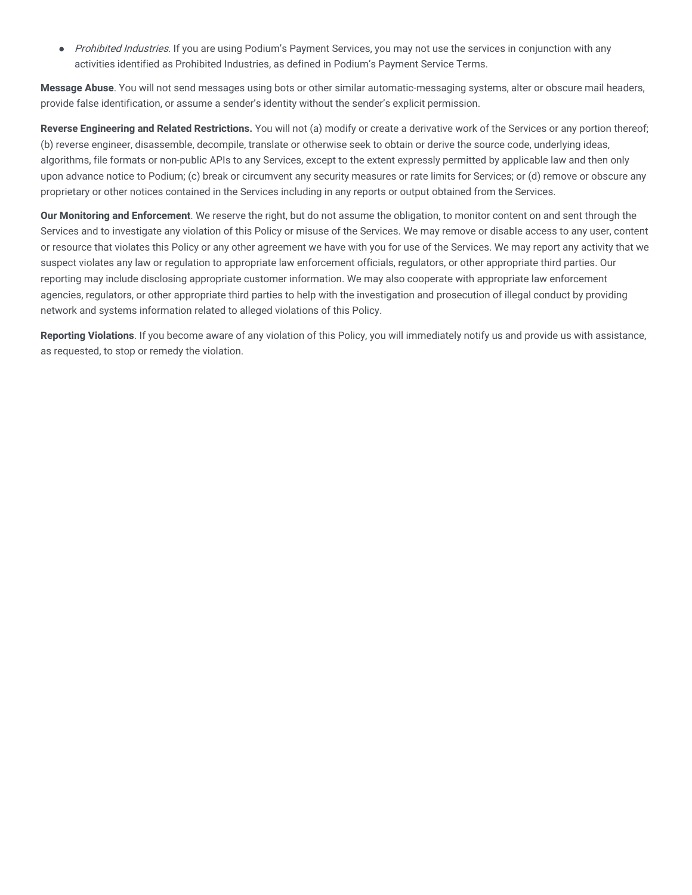- *Prohibited Industries*. If you are using Podium's Payment Services, you may not use the services in conjunction with any activities identified as Prohibited Industries, as defined in Podium's Payment Service Terms.

**Message Abuse**. You will not send messages using bots or other similar automatic-messaging systems, alter or obscure mail headers, provide false identification, or assume a sender's identity without the sender's explicit permission.

**Reverse Engineering and Related Restrictions.** You will not (a) modify or create a derivative work of the Services or any portion thereof; (b) reverse engineer, disassemble, decompile, translate or otherwise seek to obtain or derive the source code, underlying ideas, algorithms, file formats or non-public APIs to any Services, except to the extent expressly permitted by applicable law and then only upon advance notice to Podium; (c) break or circumvent any security measures or rate limits for Services; or (d) remove or obscure any proprietary or other notices contained in the Services including in any reports or output obtained from the Services.

**Our Monitoring and Enforcement**. We reserve the right, but do not assume the obligation, to monitor content on and sent through the Services and to investigate any violation of this Policy or misuse of the Services. We may remove or disable access to any user, content or resource that violates this Policy or any other agreement we have with you for use of the Services. We may report any activity that we suspect violates any law or regulation to appropriate law enforcement officials, regulators, or other appropriate third parties. Our reporting may include disclosing appropriate customer information. We may also cooperate with appropriate law enforcement agencies, regulators, or other appropriate third parties to help with the investigation and prosecution of illegal conduct by providing network and systems information related to alleged violations of this Policy.

**Reporting Violations**. If you become aware of any violation of this Policy, you will immediately notify us and provide us with assistance, as requested, to stop or remedy the violation.